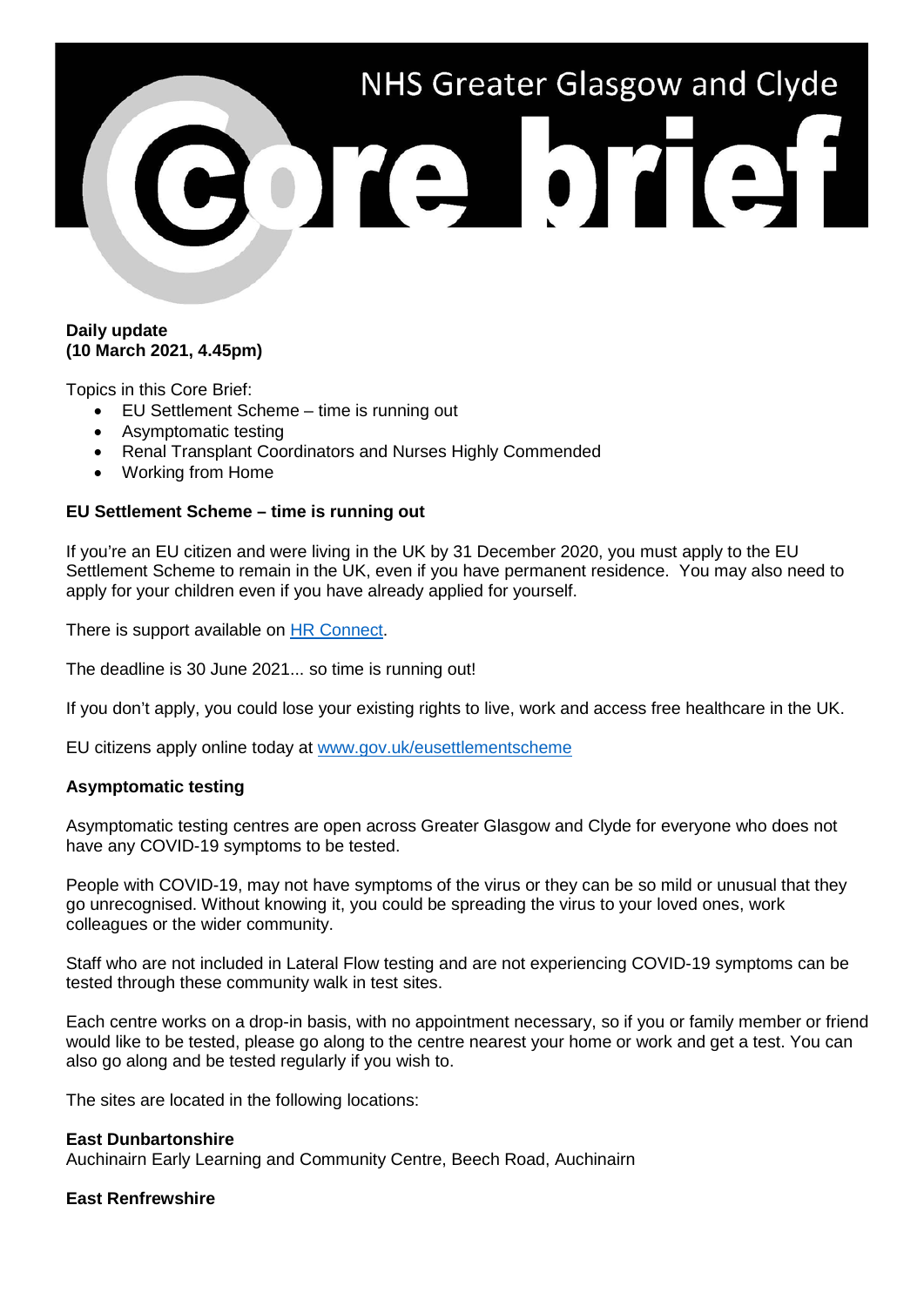# NHS Greater Glasgow and Clyde Core brief

**Daily update**
**(10 March 2021, 4.45pm)**

Topics in this Core Brief:

- EU Settlement Scheme – time is running out
- Asymptomatic testing
- Renal Transplant Coordinators and Nurses Highly Commended
- Working from Home

## EU Settlement Scheme – time is running out

If you're an EU citizen and were living in the UK by 31 December 2020, you must apply to the EU Settlement Scheme to remain in the UK, even if you have permanent residence. You may also need to apply for your children even if you have already applied for yourself.

There is support available on HR Connect.

The deadline is 30 June 2021... so time is running out!

If you don't apply, you could lose your existing rights to live, work and access free healthcare in the UK.

EU citizens apply online today at www.gov.uk/eusettlementscheme

## Asymptomatic testing

Asymptomatic testing centres are open across Greater Glasgow and Clyde for everyone who does not have any COVID-19 symptoms to be tested.

People with COVID-19, may not have symptoms of the virus or they can be so mild or unusual that they go unrecognised. Without knowing it, you could be spreading the virus to your loved ones, work colleagues or the wider community.

Staff who are not included in Lateral Flow testing and are not experiencing COVID-19 symptoms can be tested through these community walk in test sites.

Each centre works on a drop-in basis, with no appointment necessary, so if you or family member or friend would like to be tested, please go along to the centre nearest your home or work and get a test. You can also go along and be tested regularly if you wish to.

The sites are located in the following locations:

**East Dunbartonshire**
Auchinairn Early Learning and Community Centre, Beech Road, Auchinairn

**East Renfrewshire**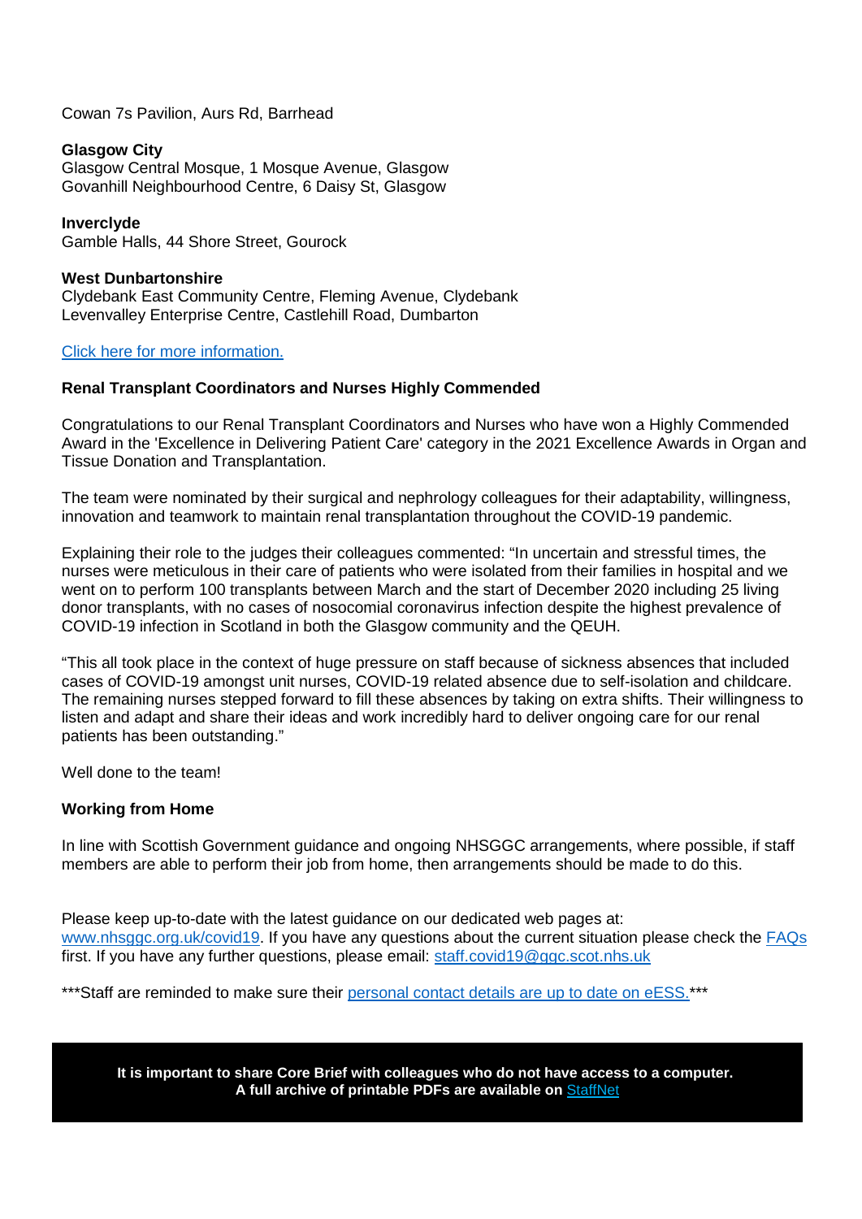Cowan 7s Pavilion, Aurs Rd, Barrhead

**Glasgow City**
Glasgow Central Mosque, 1 Mosque Avenue, Glasgow
Govanhill Neighbourhood Centre, 6 Daisy St, Glasgow

**Inverclyde**
Gamble Halls, 44 Shore Street, Gourock

**West Dunbartonshire**
Clydebank East Community Centre, Fleming Avenue, Clydebank
Levenvalley Enterprise Centre, Castlehill Road, Dumbarton

Click here for more information.

**Renal Transplant Coordinators and Nurses Highly Commended**

Congratulations to our Renal Transplant Coordinators and Nurses who have won a Highly Commended Award in the 'Excellence in Delivering Patient Care' category in the 2021 Excellence Awards in Organ and Tissue Donation and Transplantation.

The team were nominated by their surgical and nephrology colleagues for their adaptability, willingness, innovation and teamwork to maintain renal transplantation throughout the COVID-19 pandemic.

Explaining their role to the judges their colleagues commented: "In uncertain and stressful times, the nurses were meticulous in their care of patients who were isolated from their families in hospital and we went on to perform 100 transplants between March and the start of December 2020 including 25 living donor transplants, with no cases of nosocomial coronavirus infection despite the highest prevalence of COVID-19 infection in Scotland in both the Glasgow community and the QEUH.

"This all took place in the context of huge pressure on staff because of sickness absences that included cases of COVID-19 amongst unit nurses, COVID-19 related absence due to self-isolation and childcare. The remaining nurses stepped forward to fill these absences by taking on extra shifts. Their willingness to listen and adapt and share their ideas and work incredibly hard to deliver ongoing care for our renal patients has been outstanding."

Well done to the team!

**Working from Home**

In line with Scottish Government guidance and ongoing NHSGGC arrangements, where possible, if staff members are able to perform their job from home, then arrangements should be made to do this.

Please keep up-to-date with the latest guidance on our dedicated web pages at: www.nhsggc.org.uk/covid19. If you have any questions about the current situation please check the FAQs first. If you have any further questions, please email: staff.covid19@ggc.scot.nhs.uk

***Staff are reminded to make sure their personal contact details are up to date on eESS.***

**It is important to share Core Brief with colleagues who do not have access to a computer.**
**A full archive of printable PDFs are available on StaffNet**